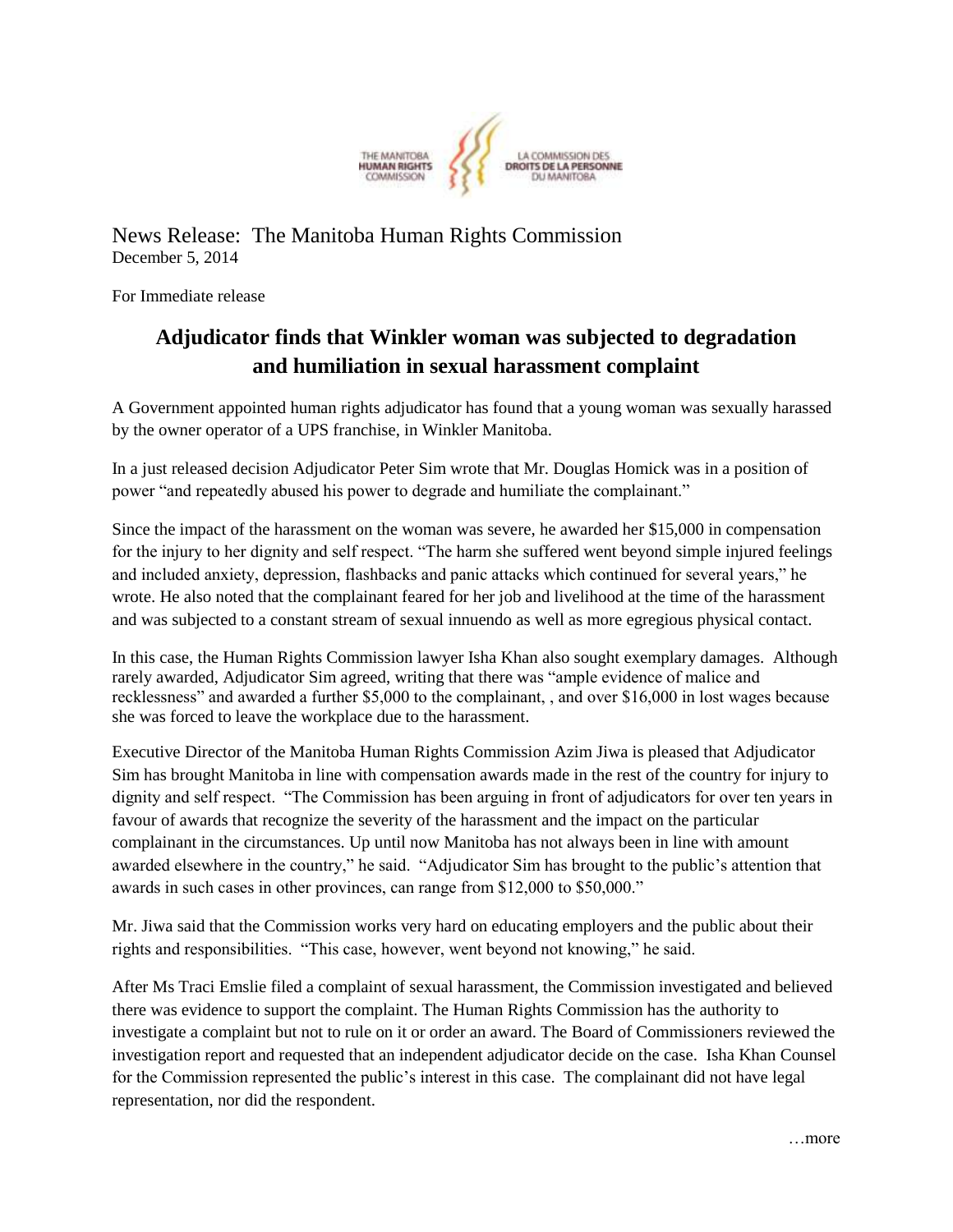THE MANITOBA HUMAN RIGHTS COMMISSION | LA COMMISSION DES DROITS DE LA PERSONNE DU MANITOBA

News Release: The Manitoba Human Rights Commission
December 5, 2014

For Immediate release

## Adjudicator finds that Winkler woman was subjected to degradation and humiliation in sexual harassment complaint

A Government appointed human rights adjudicator has found that a young woman was sexually harassed by the owner operator of a UPS franchise, in Winkler Manitoba.

In a just released decision Adjudicator Peter Sim wrote that Mr. Douglas Homick was in a position of power "and repeatedly abused his power to degrade and humiliate the complainant."

Since the impact of the harassment on the woman was severe, he awarded her $15,000 in compensation for the injury to her dignity and self respect. "The harm she suffered went beyond simple injured feelings and included anxiety, depression, flashbacks and panic attacks which continued for several years," he wrote. He also noted that the complainant feared for her job and livelihood at the time of the harassment and was subjected to a constant stream of sexual innuendo as well as more egregious physical contact.

In this case, the Human Rights Commission lawyer Isha Khan also sought exemplary damages. Although rarely awarded, Adjudicator Sim agreed, writing that there was "ample evidence of malice and recklessness" and awarded a further $5,000 to the complainant, , and over $16,000 in lost wages because she was forced to leave the workplace due to the harassment.

Executive Director of the Manitoba Human Rights Commission Azim Jiwa is pleased that Adjudicator Sim has brought Manitoba in line with compensation awards made in the rest of the country for injury to dignity and self respect. "The Commission has been arguing in front of adjudicators for over ten years in favour of awards that recognize the severity of the harassment and the impact on the particular complainant in the circumstances. Up until now Manitoba has not always been in line with amount awarded elsewhere in the country," he said. "Adjudicator Sim has brought to the public's attention that awards in such cases in other provinces, can range from $12,000 to $50,000."

Mr. Jiwa said that the Commission works very hard on educating employers and the public about their rights and responsibilities. "This case, however, went beyond not knowing," he said.

After Ms Traci Emslie filed a complaint of sexual harassment, the Commission investigated and believed there was evidence to support the complaint. The Human Rights Commission has the authority to investigate a complaint but not to rule on it or order an award. The Board of Commissioners reviewed the investigation report and requested that an independent adjudicator decide on the case. Isha Khan Counsel for the Commission represented the public's interest in this case. The complainant did not have legal representation, nor did the respondent.

…more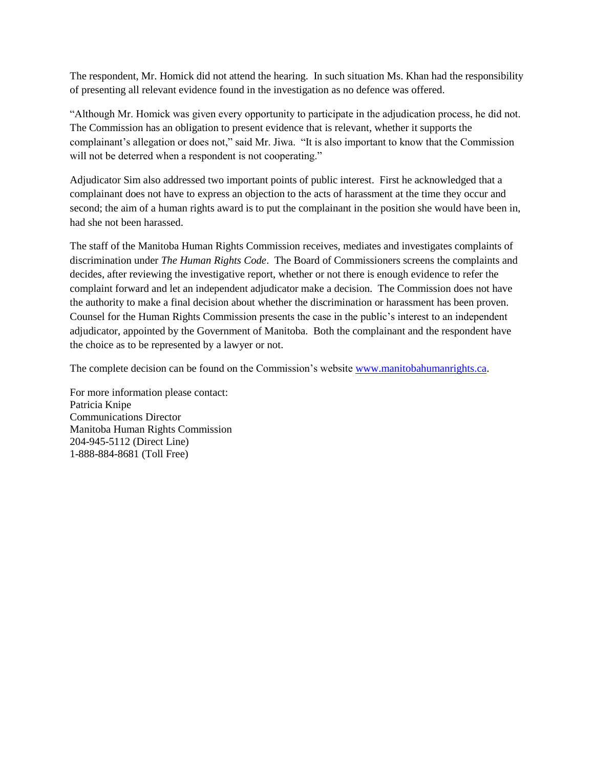The respondent, Mr. Homick did not attend the hearing.  In such situation Ms. Khan had the responsibility of presenting all relevant evidence found in the investigation as no defence was offered.

"Although Mr. Homick was given every opportunity to participate in the adjudication process, he did not. The Commission has an obligation to present evidence that is relevant, whether it supports the complainant's allegation or does not," said Mr. Jiwa.  "It is also important to know that the Commission will not be deterred when a respondent is not cooperating."

Adjudicator Sim also addressed two important points of public interest.  First he acknowledged that a complainant does not have to express an objection to the acts of harassment at the time they occur and second; the aim of a human rights award is to put the complainant in the position she would have been in, had she not been harassed.

The staff of the Manitoba Human Rights Commission receives, mediates and investigates complaints of discrimination under *The Human Rights Code*.  The Board of Commissioners screens the complaints and decides, after reviewing the investigative report, whether or not there is enough evidence to refer the complaint forward and let an independent adjudicator make a decision.  The Commission does not have the authority to make a final decision about whether the discrimination or harassment has been proven. Counsel for the Human Rights Commission presents the case in the public's interest to an independent adjudicator, appointed by the Government of Manitoba.  Both the complainant and the respondent have the choice as to be represented by a lawyer or not.

The complete decision can be found on the Commission's website [www.manitobahumanrights.ca](http://www.manitobahumanrights.ca).

For more information please contact:  
Patricia Knipe  
Communications Director  
Manitoba Human Rights Commission  
204-945-5112 (Direct Line)  
1-888-884-8681 (Toll Free)